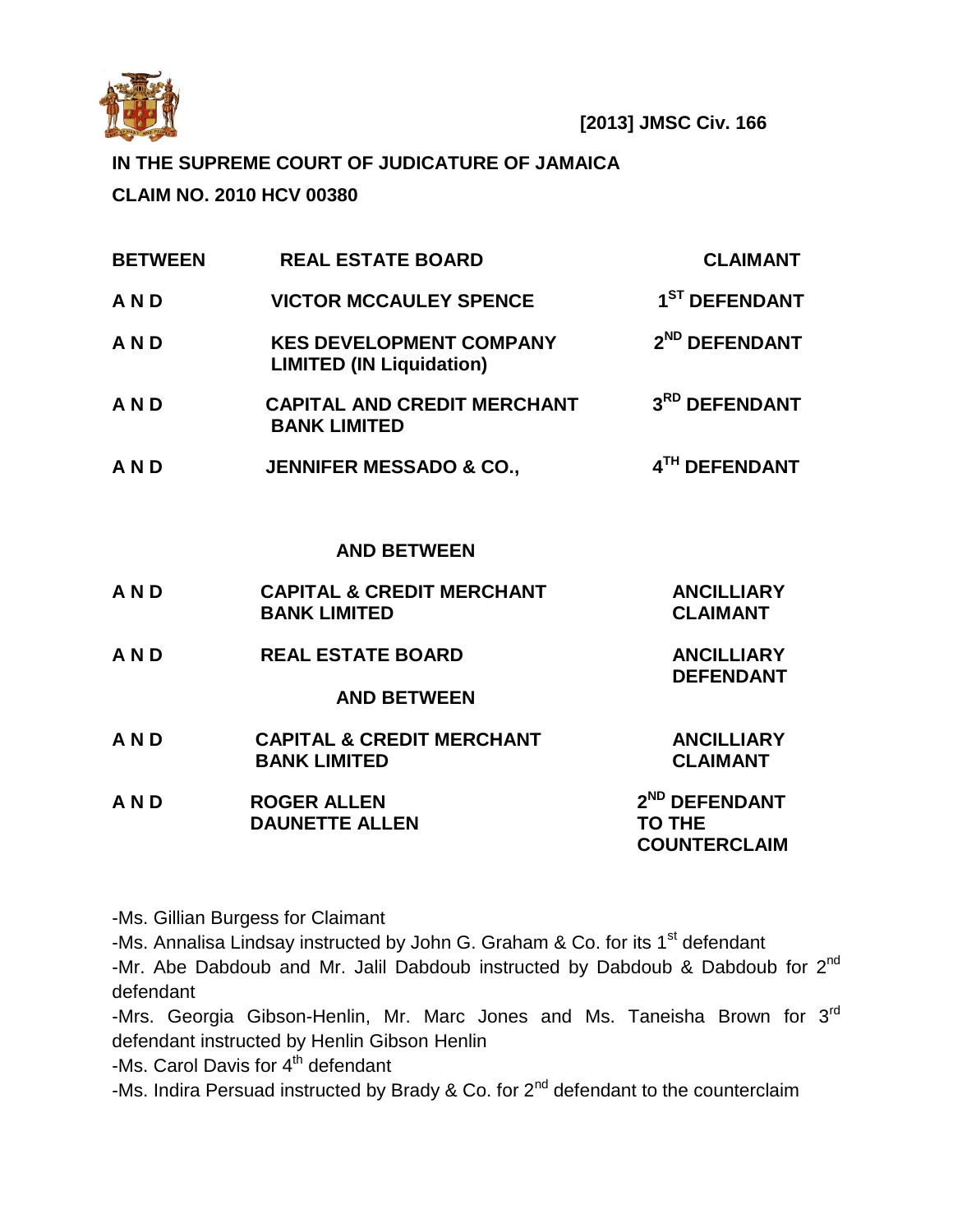**[2013] JMSC Civ. 166**

**IN THE SUPREME COURT OF JUDICATURE OF JAMAICA**

**CLAIM NO. 2010 HCV 00380**

| | | |
|---|---|---|
| **BETWEEN** | **REAL ESTATE BOARD** | **CLAIMANT** |
| **A N D** | **VICTOR MCCAULEY SPENCE** | **1ST DEFENDANT** |
| **A N D** | **KES DEVELOPMENT COMPANY LIMITED (IN Liquidation)** | **2ND DEFENDANT** |
| **A N D** | **CAPITAL AND CREDIT MERCHANT BANK LIMITED** | **3RD DEFENDANT** |
| **A N D** | **JENNIFER MESSADO & CO.,** | **4TH DEFENDANT** |

**AND BETWEEN**

| | | |
|---|---|---|
| **A N D** | **CAPITAL & CREDIT MERCHANT BANK LIMITED** | **ANCILLIARY CLAIMANT** |
| **A N D** | **REAL ESTATE BOARD** | **ANCILLIARY DEFENDANT** |

**AND BETWEEN**

| | | |
|---|---|---|
| **A N D** | **CAPITAL & CREDIT MERCHANT BANK LIMITED** | **ANCILLIARY CLAIMANT** |
| **A N D** | **ROGER ALLEN DAUNETTE ALLEN** | **2ND DEFENDANT TO THE COUNTERCLAIM** |

-Ms. Gillian Burgess for Claimant

-Ms. Annalisa Lindsay instructed by John G. Graham & Co. for its 1st defendant

-Mr. Abe Dabdoub and Mr. Jalil Dabdoub instructed by Dabdoub & Dabdoub for 2nd defendant

-Mrs. Georgia Gibson-Henlin, Mr. Marc Jones and Ms. Taneisha Brown for 3rd defendant instructed by Henlin Gibson Henlin

-Ms. Carol Davis for 4th defendant

-Ms. Indira Persuad instructed by Brady & Co. for 2nd defendant to the counterclaim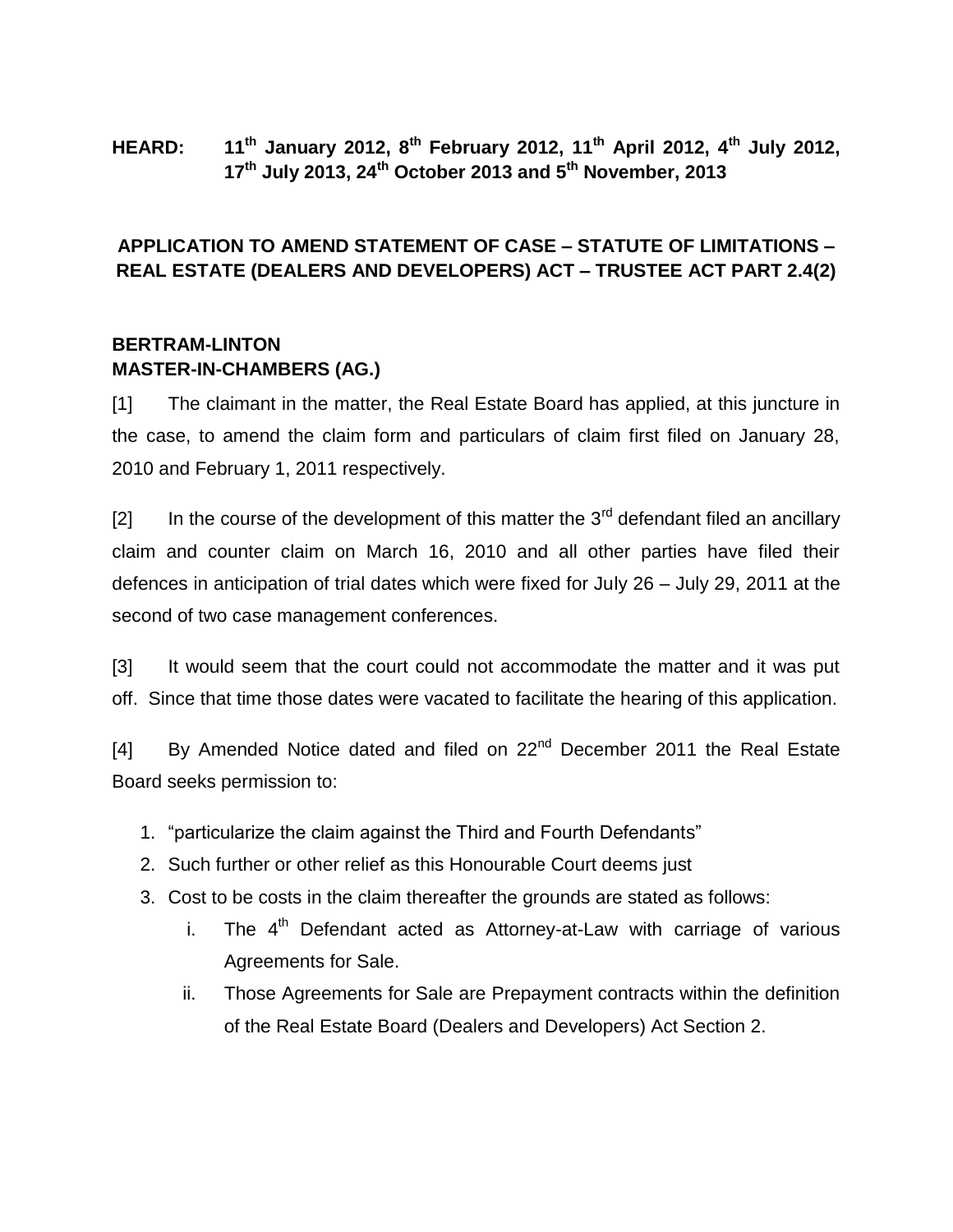**HEARD: 11th January 2012, 8th February 2012, 11th April 2012, 4th July 2012, 17th July 2013, 24th October 2013 and 5th November, 2013**

**APPLICATION TO AMEND STATEMENT OF CASE – STATUTE OF LIMITATIONS – REAL ESTATE (DEALERS AND DEVELOPERS) ACT – TRUSTEE ACT PART 2.4(2)**

**BERTRAM-LINTON**
**MASTER-IN-CHAMBERS (AG.)**

[1] The claimant in the matter, the Real Estate Board has applied, at this juncture in the case, to amend the claim form and particulars of claim first filed on January 28, 2010 and February 1, 2011 respectively.

[2] In the course of the development of this matter the 3rd defendant filed an ancillary claim and counter claim on March 16, 2010 and all other parties have filed their defences in anticipation of trial dates which were fixed for July 26 – July 29, 2011 at the second of two case management conferences.

[3] It would seem that the court could not accommodate the matter and it was put off. Since that time those dates were vacated to facilitate the hearing of this application.

[4] By Amended Notice dated and filed on 22nd December 2011 the Real Estate Board seeks permission to:

1. "particularize the claim against the Third and Fourth Defendants"
2. Such further or other relief as this Honourable Court deems just
3. Cost to be costs in the claim thereafter the grounds are stated as follows:
    i. The 4th Defendant acted as Attorney-at-Law with carriage of various Agreements for Sale.
    ii. Those Agreements for Sale are Prepayment contracts within the definition of the Real Estate Board (Dealers and Developers) Act Section 2.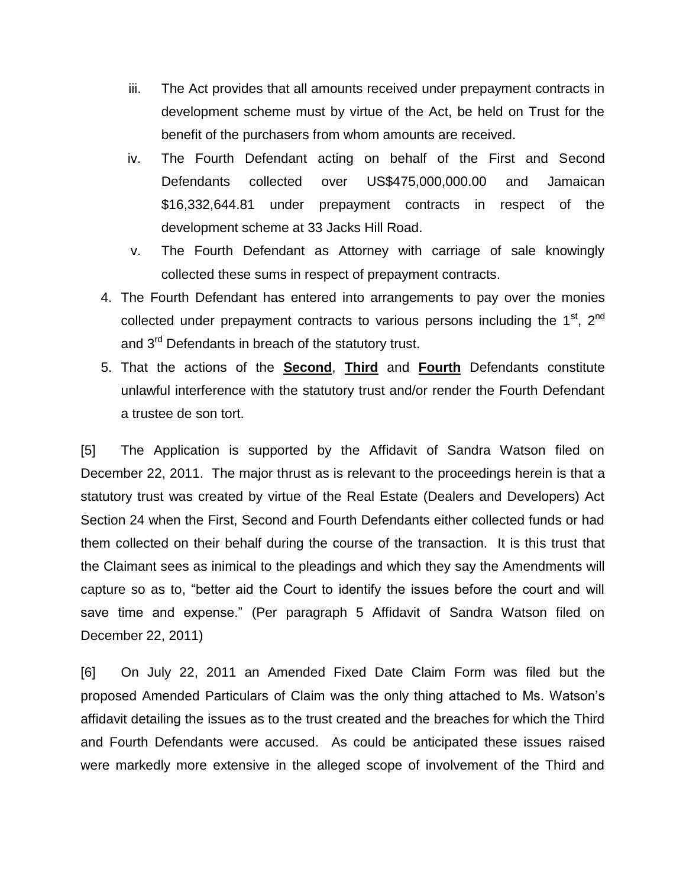iii. The Act provides that all amounts received under prepayment contracts in development scheme must by virtue of the Act, be held on Trust for the benefit of the purchasers from whom amounts are received.

iv. The Fourth Defendant acting on behalf of the First and Second Defendants collected over US$475,000,000.00 and Jamaican $16,332,644.81 under prepayment contracts in respect of the development scheme at 33 Jacks Hill Road.

v. The Fourth Defendant as Attorney with carriage of sale knowingly collected these sums in respect of prepayment contracts.

4. The Fourth Defendant has entered into arrangements to pay over the monies collected under prepayment contracts to various persons including the 1st, 2nd and 3rd Defendants in breach of the statutory trust.

5. That the actions of the **Second**, **Third** and **Fourth** Defendants constitute unlawful interference with the statutory trust and/or render the Fourth Defendant a trustee de son tort.

[5] The Application is supported by the Affidavit of Sandra Watson filed on December 22, 2011. The major thrust as is relevant to the proceedings herein is that a statutory trust was created by virtue of the Real Estate (Dealers and Developers) Act Section 24 when the First, Second and Fourth Defendants either collected funds or had them collected on their behalf during the course of the transaction. It is this trust that the Claimant sees as inimical to the pleadings and which they say the Amendments will capture so as to, "better aid the Court to identify the issues before the court and will save time and expense." (Per paragraph 5 Affidavit of Sandra Watson filed on December 22, 2011)

[6] On July 22, 2011 an Amended Fixed Date Claim Form was filed but the proposed Amended Particulars of Claim was the only thing attached to Ms. Watson's affidavit detailing the issues as to the trust created and the breaches for which the Third and Fourth Defendants were accused. As could be anticipated these issues raised were markedly more extensive in the alleged scope of involvement of the Third and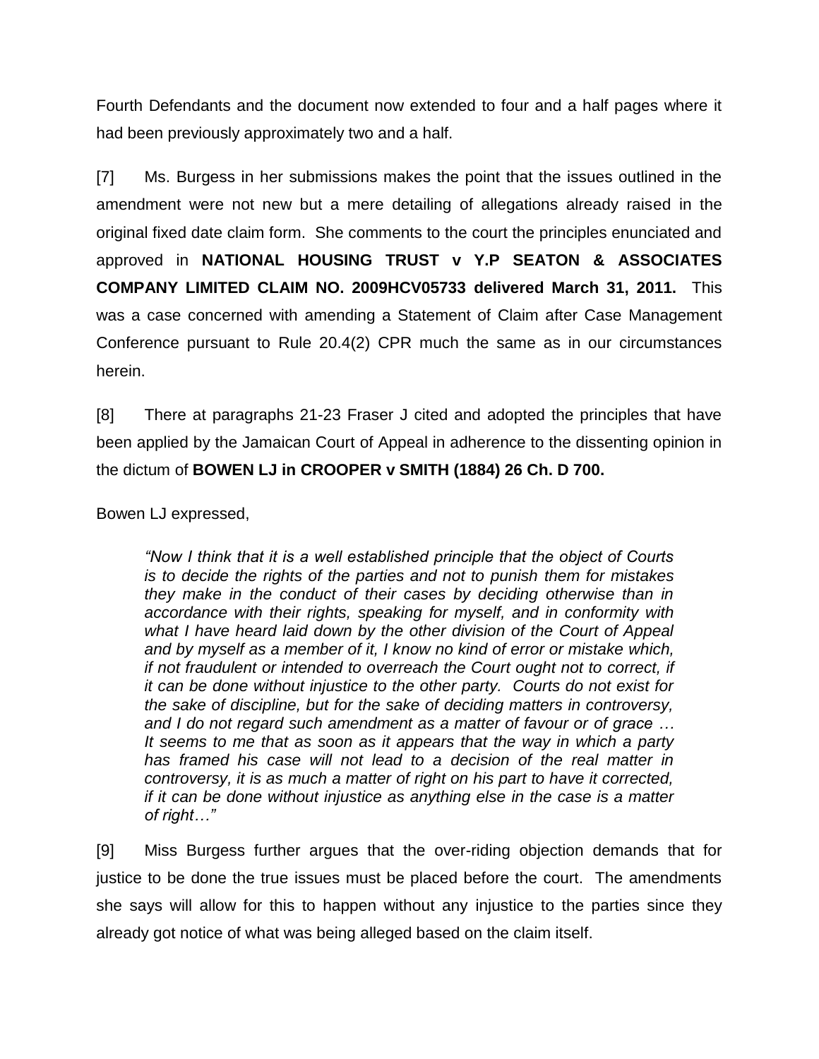Fourth Defendants and the document now extended to four and a half pages where it had been previously approximately two and a half.

[7] Ms. Burgess in her submissions makes the point that the issues outlined in the amendment were not new but a mere detailing of allegations already raised in the original fixed date claim form. She comments to the court the principles enunciated and approved in **NATIONAL HOUSING TRUST v Y.P SEATON & ASSOCIATES COMPANY LIMITED CLAIM NO. 2009HCV05733 delivered March 31, 2011.** This was a case concerned with amending a Statement of Claim after Case Management Conference pursuant to Rule 20.4(2) CPR much the same as in our circumstances herein.

[8] There at paragraphs 21-23 Fraser J cited and adopted the principles that have been applied by the Jamaican Court of Appeal in adherence to the dissenting opinion in the dictum of **BOWEN LJ in CROOPER v SMITH (1884) 26 Ch. D 700.**

Bowen LJ expressed,

> *"Now I think that it is a well established principle that the object of Courts is to decide the rights of the parties and not to punish them for mistakes they make in the conduct of their cases by deciding otherwise than in accordance with their rights, speaking for myself, and in conformity with what I have heard laid down by the other division of the Court of Appeal and by myself as a member of it, I know no kind of error or mistake which, if not fraudulent or intended to overreach the Court ought not to correct, if it can be done without injustice to the other party. Courts do not exist for the sake of discipline, but for the sake of deciding matters in controversy, and I do not regard such amendment as a matter of favour or of grace … It seems to me that as soon as it appears that the way in which a party has framed his case will not lead to a decision of the real matter in controversy, it is as much a matter of right on his part to have it corrected, if it can be done without injustice as anything else in the case is a matter of right…"*

[9] Miss Burgess further argues that the over-riding objection demands that for justice to be done the true issues must be placed before the court. The amendments she says will allow for this to happen without any injustice to the parties since they already got notice of what was being alleged based on the claim itself.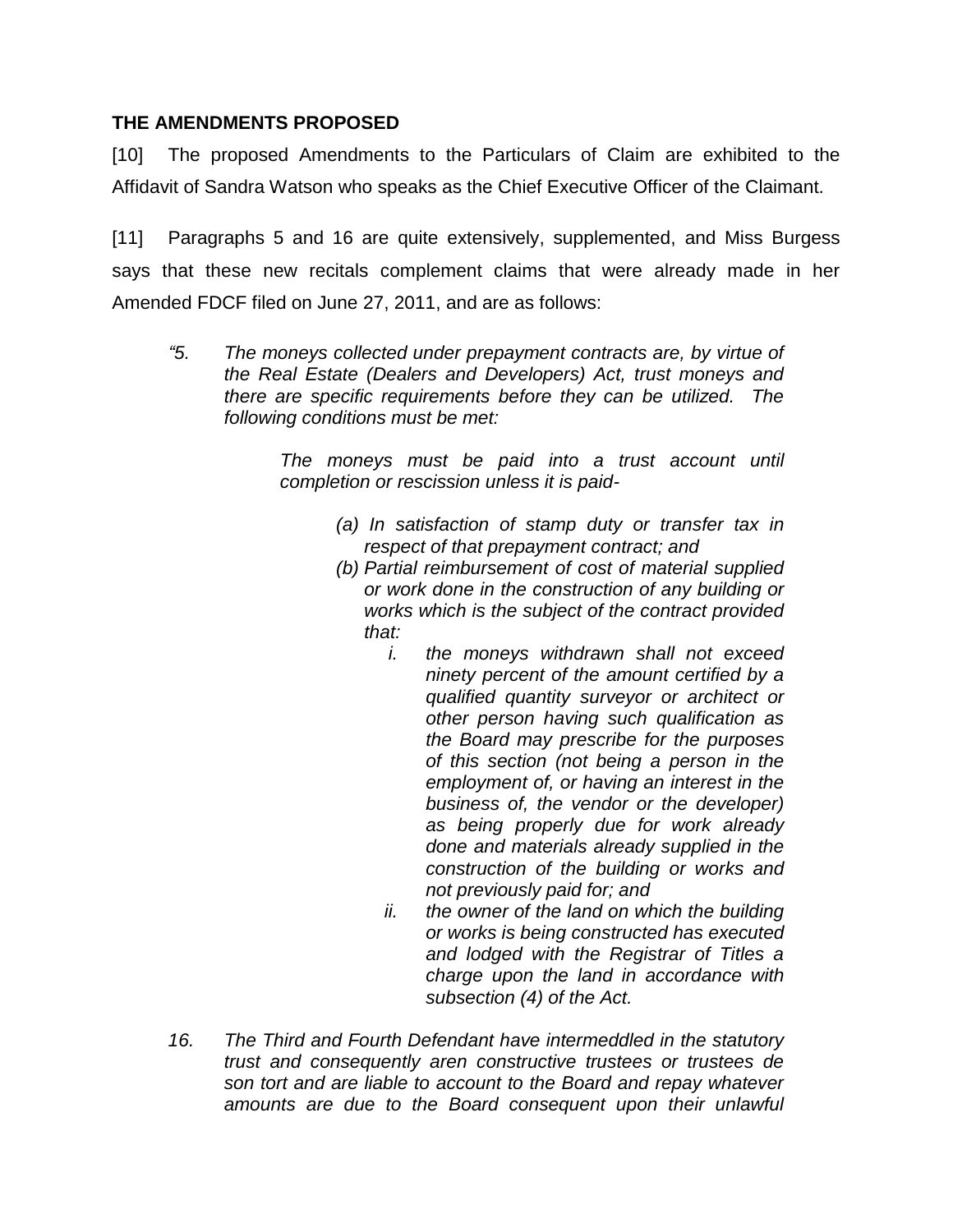## THE AMENDMENTS PROPOSED

[10] The proposed Amendments to the Particulars of Claim are exhibited to the Affidavit of Sandra Watson who speaks as the Chief Executive Officer of the Claimant.

[11] Paragraphs 5 and 16 are quite extensively, supplemented, and Miss Burgess says that these new recitals complement claims that were already made in her Amended FDCF filed on June 27, 2011, and are as follows:

> *"5. The moneys collected under prepayment contracts are, by virtue of the Real Estate (Dealers and Developers) Act, trust moneys and there are specific requirements before they can be utilized. The following conditions must be met:*
>
> > *The moneys must be paid into a trust account until completion or rescission unless it is paid-*
> >
> > *(a) In satisfaction of stamp duty or transfer tax in respect of that prepayment contract; and*
> >
> > *(b) Partial reimbursement of cost of material supplied or work done in the construction of any building or works which is the subject of the contract provided that:*
> >
> > > *i. the moneys withdrawn shall not exceed ninety percent of the amount certified by a qualified quantity surveyor or architect or other person having such qualification as the Board may prescribe for the purposes of this section (not being a person in the employment of, or having an interest in the business of, the vendor or the developer) as being properly due for work already done and materials already supplied in the construction of the building or works and not previously paid for; and*
> > >
> > > *ii. the owner of the land on which the building or works is being constructed has executed and lodged with the Registrar of Titles a charge upon the land in accordance with subsection (4) of the Act.*
>
> *16. The Third and Fourth Defendant have intermeddled in the statutory trust and consequently aren constructive trustees or trustees de son tort and are liable to account to the Board and repay whatever amounts are due to the Board consequent upon their unlawful*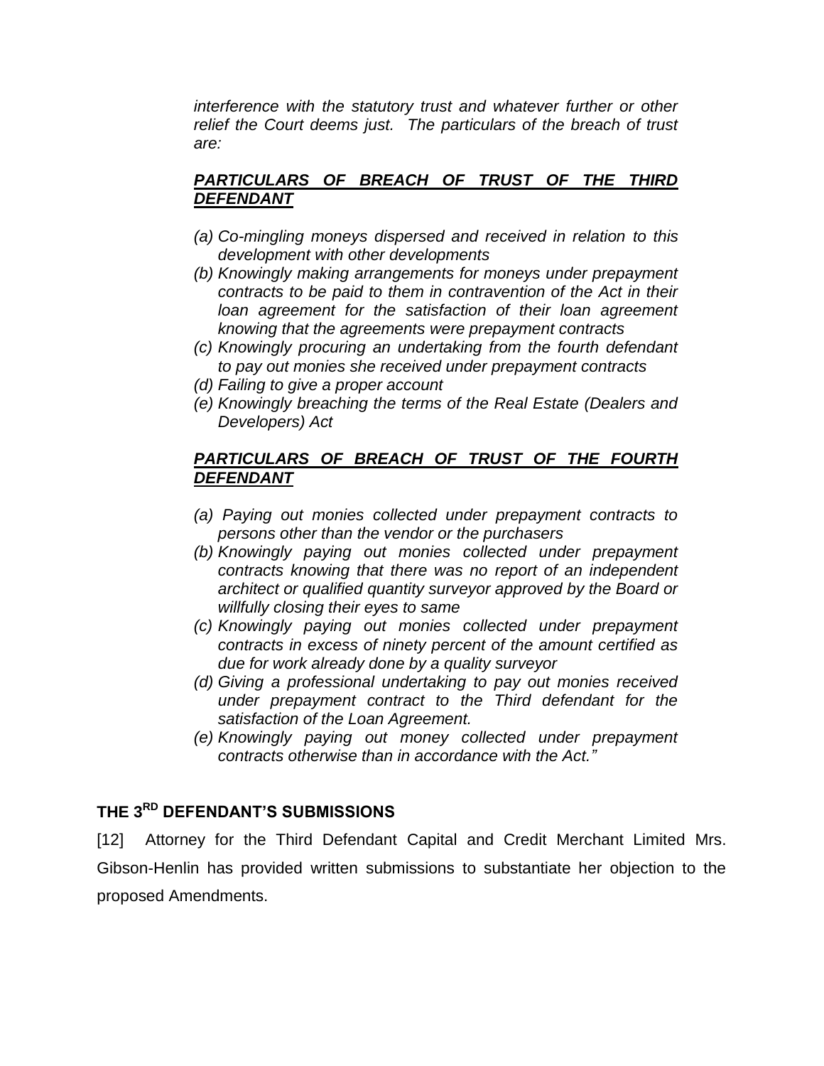*interference with the statutory trust and whatever further or other relief the Court deems just. The particulars of the breach of trust are:*

***PARTICULARS OF BREACH OF TRUST OF THE THIRD DEFENDANT***

*(a) Co-mingling moneys dispersed and received in relation to this development with other developments*
*(b) Knowingly making arrangements for moneys under prepayment contracts to be paid to them in contravention of the Act in their loan agreement for the satisfaction of their loan agreement knowing that the agreements were prepayment contracts*
*(c) Knowingly procuring an undertaking from the fourth defendant to pay out monies she received under prepayment contracts*
*(d) Failing to give a proper account*
*(e) Knowingly breaching the terms of the Real Estate (Dealers and Developers) Act*

***PARTICULARS OF BREACH OF TRUST OF THE FOURTH DEFENDANT***

*(a) Paying out monies collected under prepayment contracts to persons other than the vendor or the purchasers*
*(b) Knowingly paying out monies collected under prepayment contracts knowing that there was no report of an independent architect or qualified quantity surveyor approved by the Board or willfully closing their eyes to same*
*(c) Knowingly paying out monies collected under prepayment contracts in excess of ninety percent of the amount certified as due for work already done by a quality surveyor*
*(d) Giving a professional undertaking to pay out monies received under prepayment contract to the Third defendant for the satisfaction of the Loan Agreement.*
*(e) Knowingly paying out money collected under prepayment contracts otherwise than in accordance with the Act."*

## THE 3RD DEFENDANT'S SUBMISSIONS

[12] Attorney for the Third Defendant Capital and Credit Merchant Limited Mrs. Gibson-Henlin has provided written submissions to substantiate her objection to the proposed Amendments.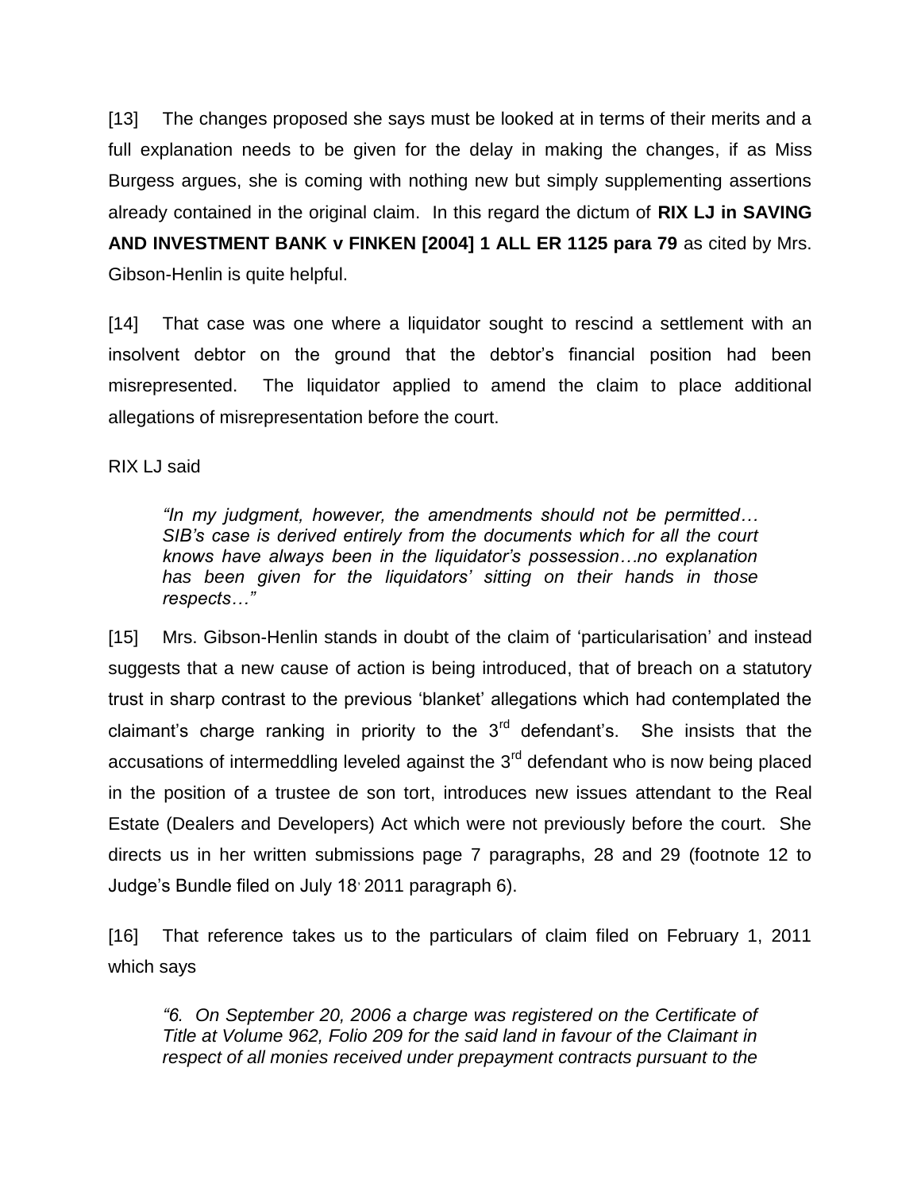[13] The changes proposed she says must be looked at in terms of their merits and a full explanation needs to be given for the delay in making the changes, if as Miss Burgess argues, she is coming with nothing new but simply supplementing assertions already contained in the original claim. In this regard the dictum of **RIX LJ in SAVING AND INVESTMENT BANK v FINKEN [2004] 1 ALL ER 1125 para 79** as cited by Mrs. Gibson-Henlin is quite helpful.

[14] That case was one where a liquidator sought to rescind a settlement with an insolvent debtor on the ground that the debtor's financial position had been misrepresented. The liquidator applied to amend the claim to place additional allegations of misrepresentation before the court.

RIX LJ said

> *"In my judgment, however, the amendments should not be permitted… SIB's case is derived entirely from the documents which for all the court knows have always been in the liquidator's possession…no explanation has been given for the liquidators' sitting on their hands in those respects…"*

[15] Mrs. Gibson-Henlin stands in doubt of the claim of 'particularisation' and instead suggests that a new cause of action is being introduced, that of breach on a statutory trust in sharp contrast to the previous 'blanket' allegations which had contemplated the claimant's charge ranking in priority to the 3rd defendant's. She insists that the accusations of intermeddling leveled against the 3rd defendant who is now being placed in the position of a trustee de son tort, introduces new issues attendant to the Real Estate (Dealers and Developers) Act which were not previously before the court. She directs us in her written submissions page 7 paragraphs, 28 and 29 (footnote 12 to Judge's Bundle filed on July 18, 2011 paragraph 6).

[16] That reference takes us to the particulars of claim filed on February 1, 2011 which says

> *"6. On September 20, 2006 a charge was registered on the Certificate of Title at Volume 962, Folio 209 for the said land in favour of the Claimant in respect of all monies received under prepayment contracts pursuant to the*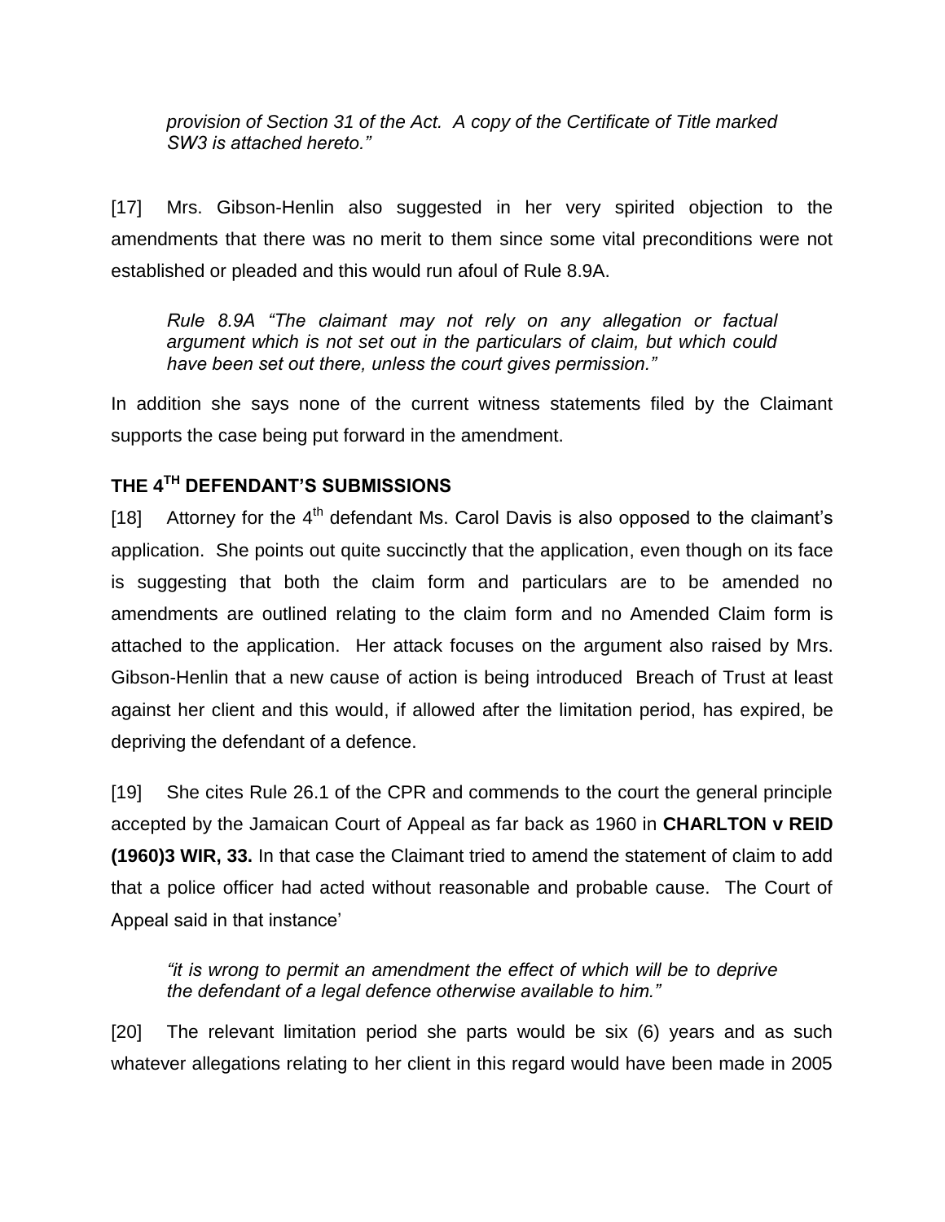*provision of Section 31 of the Act. A copy of the Certificate of Title marked SW3 is attached hereto."*

[17] Mrs. Gibson-Henlin also suggested in her very spirited objection to the amendments that there was no merit to them since some vital preconditions were not established or pleaded and this would run afoul of Rule 8.9A.

> *Rule 8.9A "The claimant may not rely on any allegation or factual argument which is not set out in the particulars of claim, but which could have been set out there, unless the court gives permission."*

In addition she says none of the current witness statements filed by the Claimant supports the case being put forward in the amendment.

## THE 4TH DEFENDANT'S SUBMISSIONS

[18] Attorney for the 4th defendant Ms. Carol Davis is also opposed to the claimant's application. She points out quite succinctly that the application, even though on its face is suggesting that both the claim form and particulars are to be amended no amendments are outlined relating to the claim form and no Amended Claim form is attached to the application. Her attack focuses on the argument also raised by Mrs. Gibson-Henlin that a new cause of action is being introduced Breach of Trust at least against her client and this would, if allowed after the limitation period, has expired, be depriving the defendant of a defence.

[19] She cites Rule 26.1 of the CPR and commends to the court the general principle accepted by the Jamaican Court of Appeal as far back as 1960 in **CHARLTON v REID (1960)3 WIR, 33.** In that case the Claimant tried to amend the statement of claim to add that a police officer had acted without reasonable and probable cause. The Court of Appeal said in that instance'

> *"it is wrong to permit an amendment the effect of which will be to deprive the defendant of a legal defence otherwise available to him."*

[20] The relevant limitation period she parts would be six (6) years and as such whatever allegations relating to her client in this regard would have been made in 2005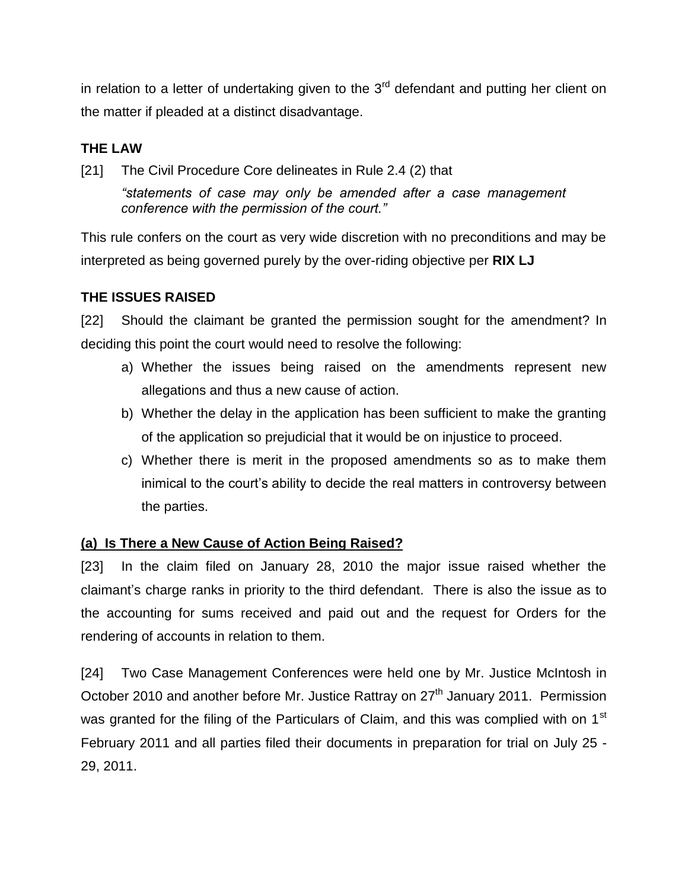in relation to a letter of undertaking given to the 3rd defendant and putting her client on the matter if pleaded at a distinct disadvantage.

## THE LAW

[21] The Civil Procedure Core delineates in Rule 2.4 (2) that

> *"statements of case may only be amended after a case management conference with the permission of the court."*

This rule confers on the court as very wide discretion with no preconditions and may be interpreted as being governed purely by the over-riding objective per **RIX LJ**

## THE ISSUES RAISED

[22] Should the claimant be granted the permission sought for the amendment? In deciding this point the court would need to resolve the following:

a) Whether the issues being raised on the amendments represent new allegations and thus a new cause of action.

b) Whether the delay in the application has been sufficient to make the granting of the application so prejudicial that it would be on injustice to proceed.

c) Whether there is merit in the proposed amendments so as to make them inimical to the court's ability to decide the real matters in controversy between the parties.

### (a) Is There a New Cause of Action Being Raised?

[23] In the claim filed on January 28, 2010 the major issue raised whether the claimant's charge ranks in priority to the third defendant. There is also the issue as to the accounting for sums received and paid out and the request for Orders for the rendering of accounts in relation to them.

[24] Two Case Management Conferences were held one by Mr. Justice McIntosh in October 2010 and another before Mr. Justice Rattray on 27th January 2011. Permission was granted for the filing of the Particulars of Claim, and this was complied with on 1st February 2011 and all parties filed their documents in preparation for trial on July 25 - 29, 2011.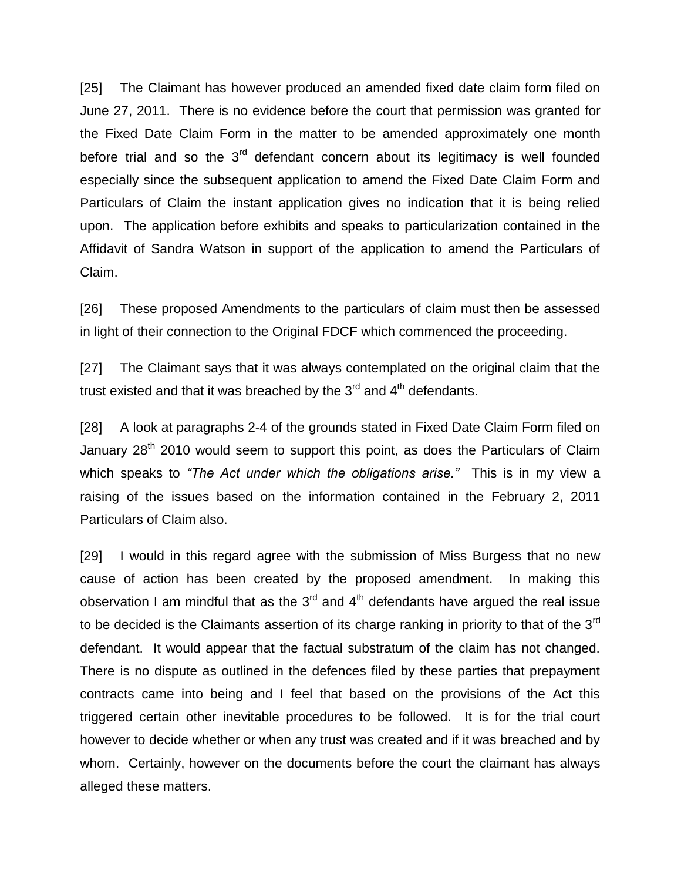[25] The Claimant has however produced an amended fixed date claim form filed on June 27, 2011. There is no evidence before the court that permission was granted for the Fixed Date Claim Form in the matter to be amended approximately one month before trial and so the 3rd defendant concern about its legitimacy is well founded especially since the subsequent application to amend the Fixed Date Claim Form and Particulars of Claim the instant application gives no indication that it is being relied upon. The application before exhibits and speaks to particularization contained in the Affidavit of Sandra Watson in support of the application to amend the Particulars of Claim.

[26] These proposed Amendments to the particulars of claim must then be assessed in light of their connection to the Original FDCF which commenced the proceeding.

[27] The Claimant says that it was always contemplated on the original claim that the trust existed and that it was breached by the 3rd and 4th defendants.

[28] A look at paragraphs 2-4 of the grounds stated in Fixed Date Claim Form filed on January 28th 2010 would seem to support this point, as does the Particulars of Claim which speaks to *"The Act under which the obligations arise."* This is in my view a raising of the issues based on the information contained in the February 2, 2011 Particulars of Claim also.

[29] I would in this regard agree with the submission of Miss Burgess that no new cause of action has been created by the proposed amendment. In making this observation I am mindful that as the 3rd and 4th defendants have argued the real issue to be decided is the Claimants assertion of its charge ranking in priority to that of the 3rd defendant. It would appear that the factual substratum of the claim has not changed. There is no dispute as outlined in the defences filed by these parties that prepayment contracts came into being and I feel that based on the provisions of the Act this triggered certain other inevitable procedures to be followed. It is for the trial court however to decide whether or when any trust was created and if it was breached and by whom. Certainly, however on the documents before the court the claimant has always alleged these matters.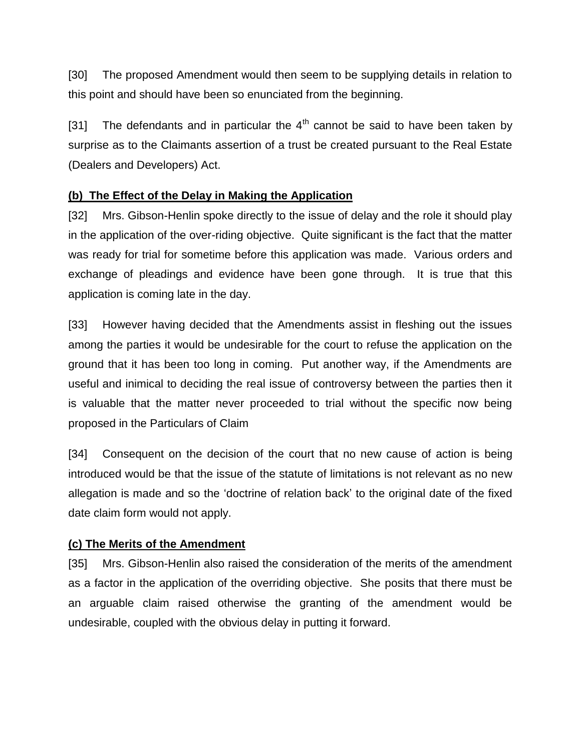[30] The proposed Amendment would then seem to be supplying details in relation to this point and should have been so enunciated from the beginning.

[31] The defendants and in particular the 4th cannot be said to have been taken by surprise as to the Claimants assertion of a trust be created pursuant to the Real Estate (Dealers and Developers) Act.

**(b) The Effect of the Delay in Making the Application**

[32] Mrs. Gibson-Henlin spoke directly to the issue of delay and the role it should play in the application of the over-riding objective. Quite significant is the fact that the matter was ready for trial for sometime before this application was made. Various orders and exchange of pleadings and evidence have been gone through. It is true that this application is coming late in the day.

[33] However having decided that the Amendments assist in fleshing out the issues among the parties it would be undesirable for the court to refuse the application on the ground that it has been too long in coming. Put another way, if the Amendments are useful and inimical to deciding the real issue of controversy between the parties then it is valuable that the matter never proceeded to trial without the specific now being proposed in the Particulars of Claim

[34] Consequent on the decision of the court that no new cause of action is being introduced would be that the issue of the statute of limitations is not relevant as no new allegation is made and so the 'doctrine of relation back' to the original date of the fixed date claim form would not apply.

**(c) The Merits of the Amendment**

[35] Mrs. Gibson-Henlin also raised the consideration of the merits of the amendment as a factor in the application of the overriding objective. She posits that there must be an arguable claim raised otherwise the granting of the amendment would be undesirable, coupled with the obvious delay in putting it forward.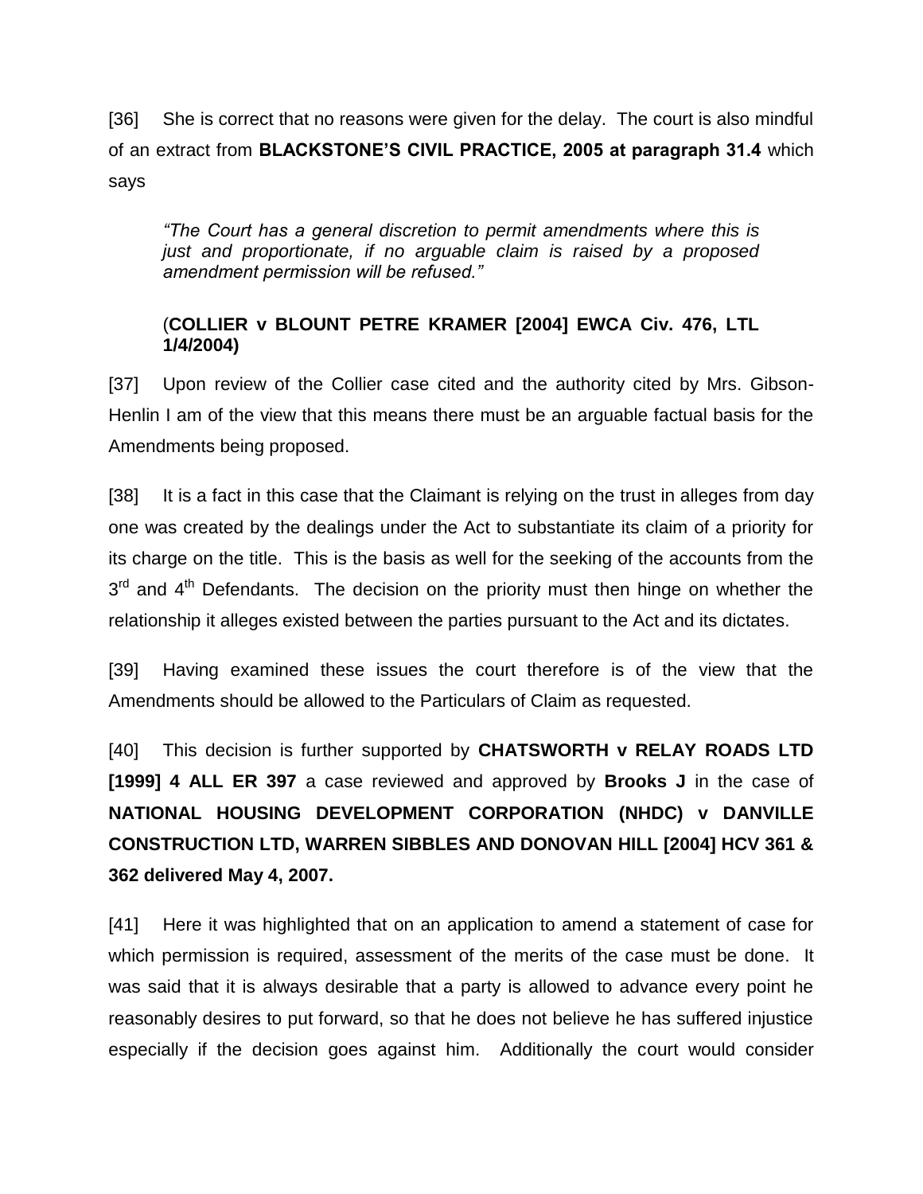[36] She is correct that no reasons were given for the delay. The court is also mindful of an extract from **BLACKSTONE'S CIVIL PRACTICE, 2005 at paragraph 31.4** which says

> *"The Court has a general discretion to permit amendments where this is just and proportionate, if no arguable claim is raised by a proposed amendment permission will be refused."*
>
> (**COLLIER v BLOUNT PETRE KRAMER [2004] EWCA Civ. 476, LTL 1/4/2004)**

[37] Upon review of the Collier case cited and the authority cited by Mrs. Gibson-Henlin I am of the view that this means there must be an arguable factual basis for the Amendments being proposed.

[38] It is a fact in this case that the Claimant is relying on the trust in alleges from day one was created by the dealings under the Act to substantiate its claim of a priority for its charge on the title. This is the basis as well for the seeking of the accounts from the 3rd and 4th Defendants. The decision on the priority must then hinge on whether the relationship it alleges existed between the parties pursuant to the Act and its dictates.

[39] Having examined these issues the court therefore is of the view that the Amendments should be allowed to the Particulars of Claim as requested.

[40] This decision is further supported by **CHATSWORTH v RELAY ROADS LTD [1999] 4 ALL ER 397** a case reviewed and approved by **Brooks J** in the case of **NATIONAL HOUSING DEVELOPMENT CORPORATION (NHDC) v DANVILLE CONSTRUCTION LTD, WARREN SIBBLES AND DONOVAN HILL [2004] HCV 361 & 362 delivered May 4, 2007.**

[41] Here it was highlighted that on an application to amend a statement of case for which permission is required, assessment of the merits of the case must be done. It was said that it is always desirable that a party is allowed to advance every point he reasonably desires to put forward, so that he does not believe he has suffered injustice especially if the decision goes against him. Additionally the court would consider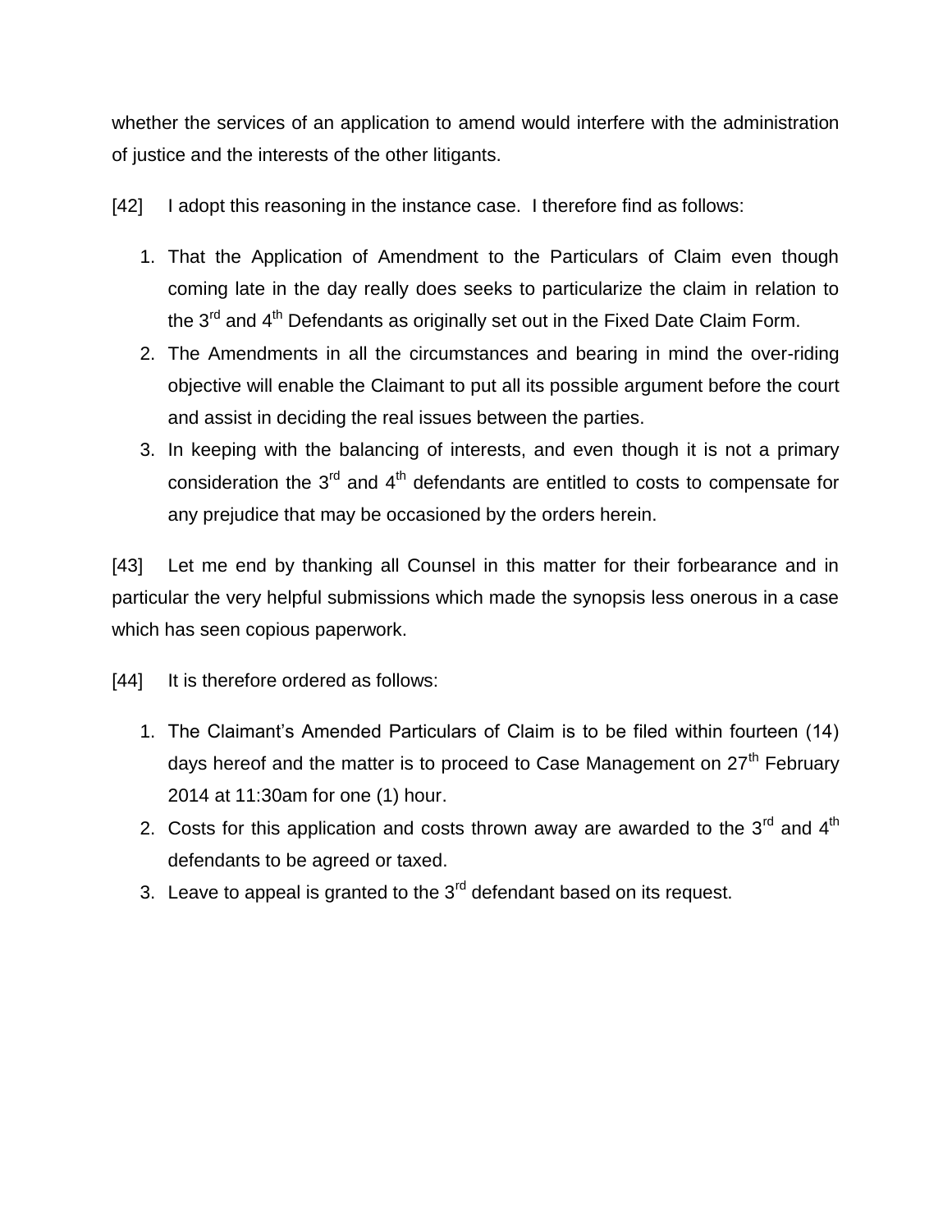whether the services of an application to amend would interfere with the administration of justice and the interests of the other litigants.

[42] I adopt this reasoning in the instance case. I therefore find as follows:

1. That the Application of Amendment to the Particulars of Claim even though coming late in the day really does seeks to particularize the claim in relation to the 3rd and 4th Defendants as originally set out in the Fixed Date Claim Form.
2. The Amendments in all the circumstances and bearing in mind the over-riding objective will enable the Claimant to put all its possible argument before the court and assist in deciding the real issues between the parties.
3. In keeping with the balancing of interests, and even though it is not a primary consideration the 3rd and 4th defendants are entitled to costs to compensate for any prejudice that may be occasioned by the orders herein.

[43] Let me end by thanking all Counsel in this matter for their forbearance and in particular the very helpful submissions which made the synopsis less onerous in a case which has seen copious paperwork.

[44] It is therefore ordered as follows:

1. The Claimant's Amended Particulars of Claim is to be filed within fourteen (14) days hereof and the matter is to proceed to Case Management on 27th February 2014 at 11:30am for one (1) hour.
2. Costs for this application and costs thrown away are awarded to the 3rd and 4th defendants to be agreed or taxed.
3. Leave to appeal is granted to the 3rd defendant based on its request.